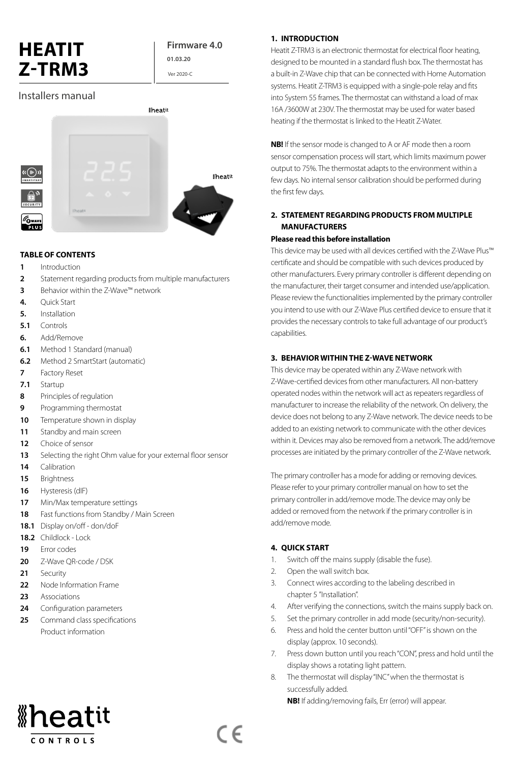# HEATIT Z-TRM3

**Firmware 4.0**

01.03.20

Ver 2020-C

Installers manual

**TABLE OF CONTENTS**

- **1** Introduction
- **2** Statement regarding products from multiple manufacturers
- **3** Behavior within the Z-Wave™ network
- **4.** Quick Start
- **5.** Installation
- **5.1** Controls
- **6.** Add/Remove
- **6.1** Method 1 Standard (manual)
- **6.2** Method 2 SmartStart (automatic)
- **7** Factory Reset
- **7.1** Startup
- **8** Principles of regulation
- **9** Programming thermostat
- **10** Temperature shown in display
- **11** Standby and main screen
- **12** Choice of sensor
- **13** Selecting the right Ohm value for your external floor sensor
- **14** Calibration
- **15** Brightness
- **16** Hysteresis (dIF)
- **17** Min/Max temperature settings
- **18** Fast functions from Standby / Main Screen
- **18.1** Display on/off - don/doF
- **18.2** Childlock - Lock
- **19** Error codes
- **20** Z-Wave QR-code / DSK
- **21** Security
- **22** Node Information Frame
- **23** Associations
- **24** Configuration parameters
- **25** Command class specifications
- Product information

## 1. INTRODUCTION

Heatit Z-TRM3 is an electronic thermostat for electrical floor heating, designed to be mounted in a standard flush box. The thermostat has a built-in Z-Wave chip that can be connected with Home Automation systems. Heatit Z-TRM3 is equipped with a single-pole relay and fits into System 55 frames. The thermostat can withstand a load of max 16A /3600W at 230V. The thermostat may be used for water based heating if the thermostat is linked to the Heatit Z-Water.

**NB!** If the sensor mode is changed to A or AF mode then a room sensor compensation process will start, which limits maximum power output to 75%. The thermostat adapts to the environment within a few days. No internal sensor calibration should be performed during the first few days.

## 2. STATEMENT REGARDING PRODUCTS FROM MULTIPLE MANUFACTURERS

**Please read this before installation**

This device may be used with all devices certified with the Z-Wave Plus™ certificate and should be compatible with such devices produced by other manufacturers. Every primary controller is different depending on the manufacturer, their target consumer and intended use/application. Please review the functionalities implemented by the primary controller you intend to use with our Z-Wave Plus certified device to ensure that it provides the necessary controls to take full advantage of our product's capabilities.

## 3. BEHAVIOR WITHIN THE Z-WAVE NETWORK

This device may be operated within any Z-Wave network with Z-Wave-certified devices from other manufacturers. All non-battery operated nodes within the network will act as repeaters regardless of manufacturer to increase the reliability of the network. On delivery, the device does not belong to any Z-Wave network. The device needs to be added to an existing network to communicate with the other devices within it. Devices may also be removed from a network. The add/remove processes are initiated by the primary controller of the Z-Wave network.

The primary controller has a mode for adding or removing devices. Please refer to your primary controller manual on how to set the primary controller in add/remove mode. The device may only be added or removed from the network if the primary controller is in add/remove mode.

## 4. QUICK START

1. Switch off the mains supply (disable the fuse).
2. Open the wall switch box.
3. Connect wires according to the labeling described in chapter 5 "Installation".
4. After verifying the connections, switch the mains supply back on.
5. Set the primary controller in add mode (security/non-security).
6. Press and hold the center button until "OFF" is shown on the display (approx. 10 seconds).
7. Press down button until you reach "CON", press and hold until the display shows a rotating light pattern.
8. The thermostat will display "INC" when the thermostat is successfully added.
   **NB!** If adding/removing fails, Err (error) will appear.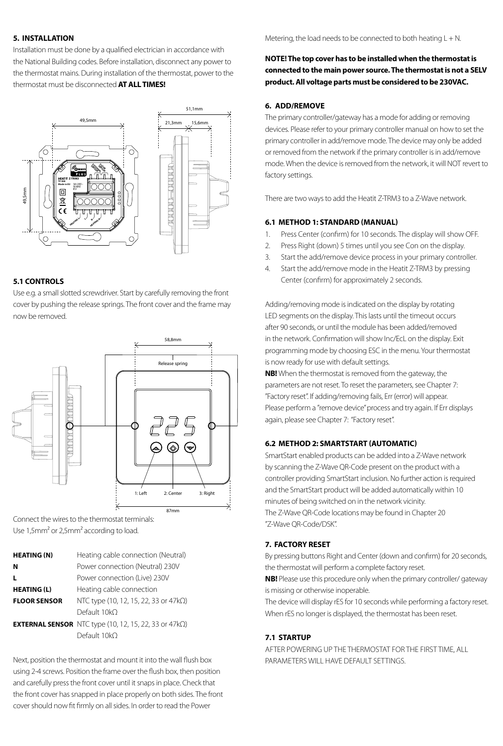## 5. INSTALLATION

Installation must be done by a qualified electrician in accordance with the National Building codes. Before installation, disconnect any power to the thermostat mains. During installation of the thermostat, power to the thermostat must be disconnected **AT ALL TIMES!**

### 5.1 CONTROLS

Use e.g. a small slotted screwdriver. Start by carefully removing the front cover by pushing the release springs. The front cover and the frame may now be removed.

Connect the wires to the thermostat terminals:
Use 1,5mm² or 2,5mm² according to load.

| | |
|---|---|
| **HEATING (N)** | Heating cable connection (Neutral) |
| **N** | Power connection (Neutral) 230V |
| **L** | Power connection (Live) 230V |
| **HEATING (L)** | Heating cable connection |
| **FLOOR SENSOR** | NTC type (10, 12, 15, 22, 33 or 47kΩ) Default 10kΩ |
| **EXTERNAL SENSOR** | NTC type (10, 12, 15, 22, 33 or 47kΩ) Default 10kΩ |

Next, position the thermostat and mount it into the wall flush box using 2-4 screws. Position the frame over the flush box, then position and carefully press the front cover until it snaps in place. Check that the front cover has snapped in place properly on both sides. The front cover should now fit firmly on all sides. In order to read the Power Metering, the load needs to be connected to both heating L + N.

**NOTE! The top cover has to be installed when the thermostat is connected to the main power source. The thermostat is not a SELV product. All voltage parts must be considered to be 230VAC.**

## 6. ADD/REMOVE

The primary controller/gateway has a mode for adding or removing devices. Please refer to your primary controller manual on how to set the primary controller in add/remove mode. The device may only be added or removed from the network if the primary controller is in add/remove mode. When the device is removed from the network, it will NOT revert to factory settings.

There are two ways to add the Heatit Z-TRM3 to a Z-Wave network.

### 6.1 METHOD 1: STANDARD (MANUAL)

1. Press Center (confirm) for 10 seconds. The display will show OFF.
2. Press Right (down) 5 times until you see Con on the display.
3. Start the add/remove device process in your primary controller.
4. Start the add/remove mode in the Heatit Z-TRM3 by pressing Center (confirm) for approximately 2 seconds.

Adding/removing mode is indicated on the display by rotating LED segments on the display. This lasts until the timeout occurs after 90 seconds, or until the module has been added/removed in the network. Confirmation will show Inc/EcL on the display. Exit programming mode by choosing ESC in the menu. Your thermostat is now ready for use with default settings.

**NB!** When the thermostat is removed from the gateway, the parameters are not reset. To reset the parameters, see Chapter 7: "Factory reset". If adding/removing fails, Err (error) will appear. Please perform a "remove device" process and try again. If Err displays again, please see Chapter 7: "Factory reset".

### 6.2 METHOD 2: SMARTSTART (AUTOMATIC)

SmartStart enabled products can be added into a Z-Wave network by scanning the Z-Wave QR-Code present on the product with a controller providing SmartStart inclusion. No further action is required and the SmartStart product will be added automatically within 10 minutes of being switched on in the network vicinity.
The Z-Wave QR-Code locations may be found in Chapter 20 "Z-Wave QR-Code/DSK".

## 7. FACTORY RESET

By pressing buttons Right and Center (down and confirm) for 20 seconds, the thermostat will perform a complete factory reset.

**NB!** Please use this procedure only when the primary controller/ gateway is missing or otherwise inoperable.

The device will display rES for 10 seconds while performing a factory reset. When rES no longer is displayed, the thermostat has been reset.

### 7.1 STARTUP

AFTER POWERING UP THE THERMOSTAT FOR THE FIRST TIME, ALL PARAMETERS WILL HAVE DEFAULT SETTINGS.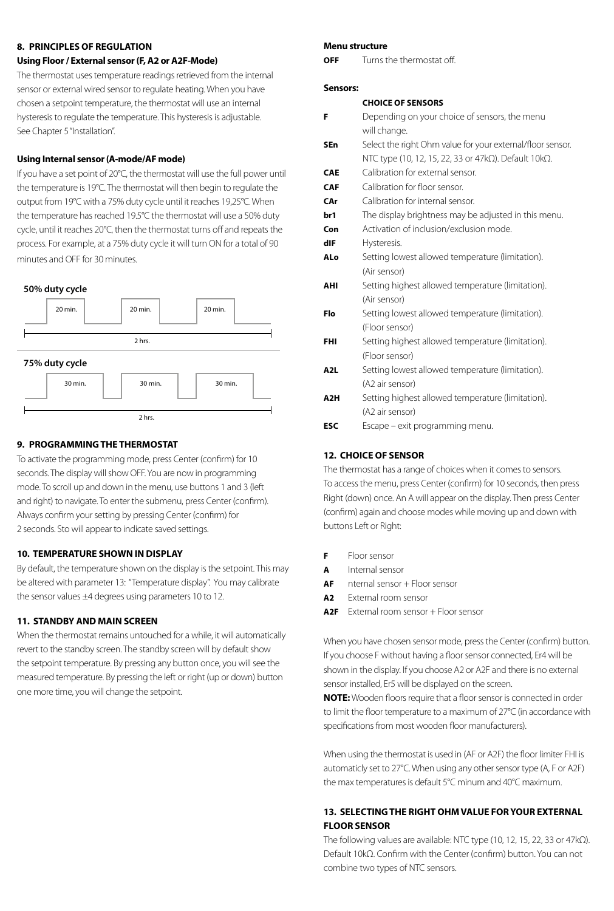## 8. PRINCIPLES OF REGULATION

### Using Floor / External sensor (F, A2 or A2F-Mode)

The thermostat uses temperature readings retrieved from the internal sensor or external wired sensor to regulate heating. When you have chosen a setpoint temperature, the thermostat will use an internal hysteresis to regulate the temperature. This hysteresis is adjustable. See Chapter 5 "Installation".

### Using Internal sensor (A-mode/AF mode)

If you have a set point of 20°C, the thermostat will use the full power until the temperature is 19°C. The thermostat will then begin to regulate the output from 19°C with a 75% duty cycle until it reaches 19,25°C. When the temperature has reached 19.5°C the thermostat will use a 50% duty cycle, until it reaches 20°C, then the thermostat turns off and repeats the process. For example, at a 75% duty cycle it will turn ON for a total of 90 minutes and OFF for 30 minutes.

**50% duty cycle**

20 min. 20 min. 20 min.

2 hrs.

**75% duty cycle**

30 min. 30 min. 30 min.

2 hrs.

## 9. PROGRAMMING THE THERMOSTAT

To activate the programming mode, press Center (confirm) for 10 seconds. The display will show OFF. You are now in programming mode. To scroll up and down in the menu, use buttons 1 and 3 (left and right) to navigate. To enter the submenu, press Center (confirm). Always confirm your setting by pressing Center (confirm) for 2 seconds. Sto will appear to indicate saved settings.

## 10. TEMPERATURE SHOWN IN DISPLAY

By default, the temperature shown on the display is the setpoint. This may be altered with parameter 13: "Temperature display". You may calibrate the sensor values ±4 degrees using parameters 10 to 12.

## 11. STANDBY AND MAIN SCREEN

When the thermostat remains untouched for a while, it will automatically revert to the standby screen. The standby screen will by default show the setpoint temperature. By pressing any button once, you will see the measured temperature. By pressing the left or right (up or down) button one more time, you will change the setpoint.

### Menu structure

| | |
|---|---|
| **OFF** | Turns the thermostat off. |

**Sensors:**

| | **CHOICE OF SENSORS** |
|---|---|
| **F** | Depending on your choice of sensors, the menu will change. |
| **SEn** | Select the right Ohm value for your external/floor sensor. NTC type (10, 12, 15, 22, 33 or 47kΩ). Default 10kΩ. |
| **CAE** | Calibration for external sensor. |
| **CAF** | Calibration for floor sensor. |
| **CAr** | Calibration for internal sensor. |
| **br1** | The display brightness may be adjusted in this menu. |
| **Con** | Activation of inclusion/exclusion mode. |
| **dIF** | Hysteresis. |
| **ALo** | Setting lowest allowed temperature (limitation). (Air sensor) |
| **AHI** | Setting highest allowed temperature (limitation). (Air sensor) |
| **Flo** | Setting lowest allowed temperature (limitation). (Floor sensor) |
| **FHI** | Setting highest allowed temperature (limitation). (Floor sensor) |
| **A2L** | Setting lowest allowed temperature (limitation). (A2 air sensor) |
| **A2H** | Setting highest allowed temperature (limitation). (A2 air sensor) |
| **ESC** | Escape – exit programming menu. |

## 12. CHOICE OF SENSOR

The thermostat has a range of choices when it comes to sensors. To access the menu, press Center (confirm) for 10 seconds, then press Right (down) once. An A will appear on the display. Then press Center (confirm) again and choose modes while moving up and down with buttons Left or Right:

| | |
|---|---|
| **F** | Floor sensor |
| **A** | Internal sensor |
| **AF** | nternal sensor + Floor sensor |
| **A2** | External room sensor |
| **A2F** | External room sensor + Floor sensor |

When you have chosen sensor mode, press the Center (confirm) button. If you choose F without having a floor sensor connected, Er4 will be shown in the display. If you choose A2 or A2F and there is no external sensor installed, Er5 will be displayed on the screen.

**NOTE:** Wooden floors require that a floor sensor is connected in order to limit the floor temperature to a maximum of 27°C (in accordance with specifications from most wooden floor manufacturers).

When using the thermostat is used in (AF or A2F) the floor limiter FHI is automaticly set to 27°C. When using any other sensor type (A, F or A2F) the max temperatures is default 5°C minum and 40°C maximum.

## 13. SELECTING THE RIGHT OHM VALUE FOR YOUR EXTERNAL FLOOR SENSOR

The following values are available: NTC type (10, 12, 15, 22, 33 or 47kΩ). Default 10kΩ. Confirm with the Center (confirm) button. You can not combine two types of NTC sensors.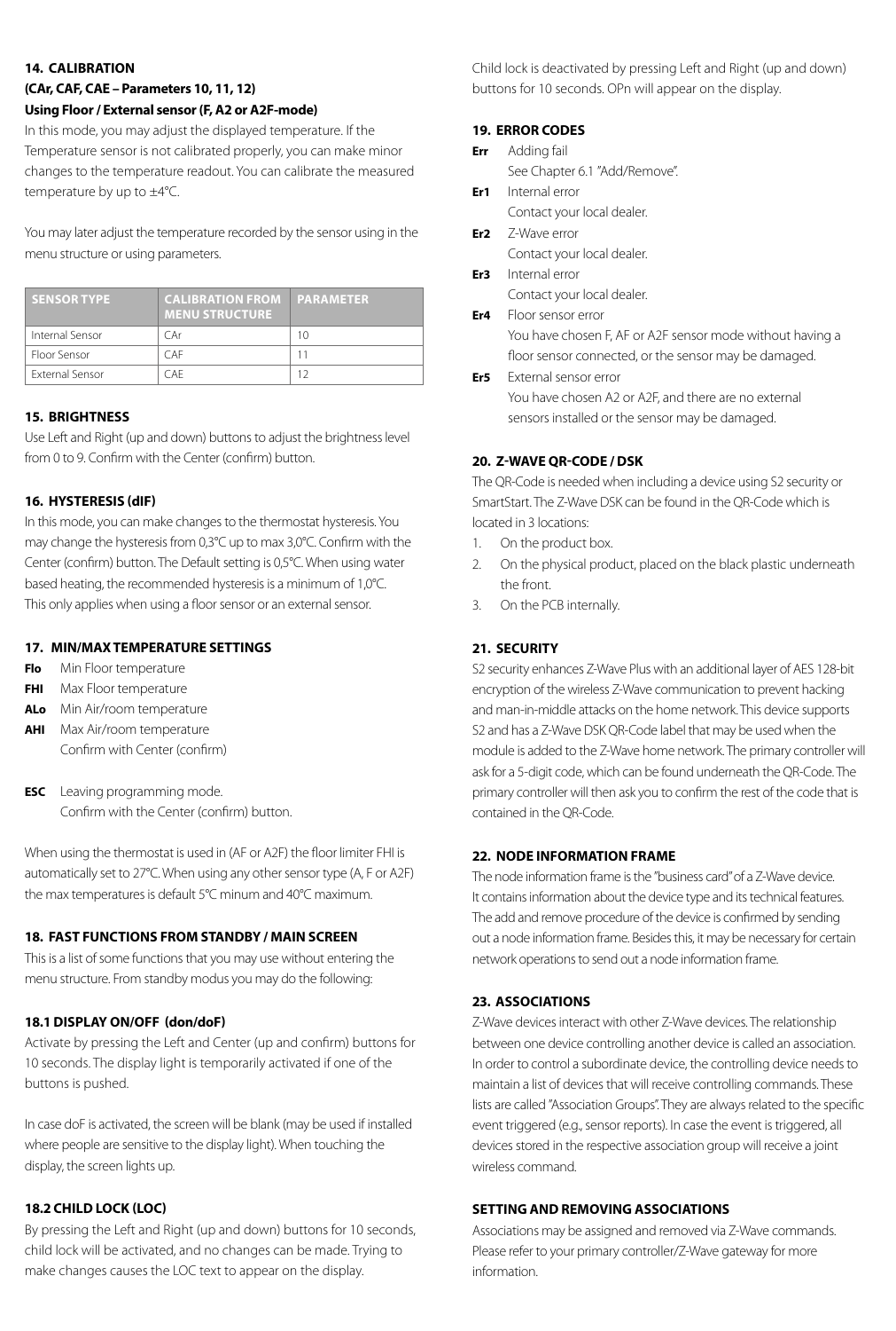### 14. CALIBRATION
### (CAr, CAF, CAE – Parameters 10, 11, 12)
### Using Floor / External sensor (F, A2 or A2F-mode)

In this mode, you may adjust the displayed temperature. If the Temperature sensor is not calibrated properly, you can make minor changes to the temperature readout. You can calibrate the measured temperature by up to ±4°C.

You may later adjust the temperature recorded by the sensor using in the menu structure or using parameters.

| SENSOR TYPE | CALIBRATION FROM MENU STRUCTURE | PARAMETER |
|---|---|---|
| Internal Sensor | CAr | 10 |
| Floor Sensor | CAF | 11 |
| External Sensor | CAE | 12 |

### 15. BRIGHTNESS

Use Left and Right (up and down) buttons to adjust the brightness level from 0 to 9. Confirm with the Center (confirm) button.

### 16. HYSTERESIS (dIF)

In this mode, you can make changes to the thermostat hysteresis. You may change the hysteresis from 0,3°C up to max 3,0°C. Confirm with the Center (confirm) button. The Default setting is 0,5°C. When using water based heating, the recommended hysteresis is a minimum of 1,0°C. This only applies when using a floor sensor or an external sensor.

### 17. MIN/MAX TEMPERATURE SETTINGS

**Flo** Min Floor temperature
**FHI** Max Floor temperature
**ALo** Min Air/room temperature
**AHI** Max Air/room temperature
Confirm with Center (confirm)

**ESC** Leaving programming mode.
Confirm with the Center (confirm) button.

When using the thermostat is used in (AF or A2F) the floor limiter FHI is automatically set to 27°C. When using any other sensor type (A, F or A2F) the max temperatures is default 5°C minum and 40°C maximum.

### 18. FAST FUNCTIONS FROM STANDBY / MAIN SCREEN

This is a list of some functions that you may use without entering the menu structure. From standby modus you may do the following:

#### 18.1 DISPLAY ON/OFF (don/doF)

Activate by pressing the Left and Center (up and confirm) buttons for 10 seconds. The display light is temporarily activated if one of the buttons is pushed.

In case doF is activated, the screen will be blank (may be used if installed where people are sensitive to the display light). When touching the display, the screen lights up.

#### 18.2 CHILD LOCK (LOC)

By pressing the Left and Right (up and down) buttons for 10 seconds, child lock will be activated, and no changes can be made. Trying to make changes causes the LOC text to appear on the display.

Child lock is deactivated by pressing Left and Right (up and down) buttons for 10 seconds. OPn will appear on the display.

### 19. ERROR CODES

**Err** Adding fail
See Chapter 6.1 "Add/Remove".

**Er1** Internal error
Contact your local dealer.

**Er2** Z-Wave error
Contact your local dealer.

**Er3** Internal error
Contact your local dealer.

**Er4** Floor sensor error
You have chosen F, AF or A2F sensor mode without having a floor sensor connected, or the sensor may be damaged.

**Er5** External sensor error
You have chosen A2 or A2F, and there are no external sensors installed or the sensor may be damaged.

### 20. Z-WAVE QR-CODE / DSK

The QR-Code is needed when including a device using S2 security or SmartStart. The Z-Wave DSK can be found in the QR-Code which is located in 3 locations:

1. On the product box.
2. On the physical product, placed on the black plastic underneath the front.
3. On the PCB internally.

### 21. SECURITY

S2 security enhances Z-Wave Plus with an additional layer of AES 128-bit encryption of the wireless Z-Wave communication to prevent hacking and man-in-middle attacks on the home network. This device supports S2 and has a Z-Wave DSK QR-Code label that may be used when the module is added to the Z-Wave home network. The primary controller will ask for a 5-digit code, which can be found underneath the QR-Code. The primary controller will then ask you to confirm the rest of the code that is contained in the QR-Code.

### 22. NODE INFORMATION FRAME

The node information frame is the "business card" of a Z-Wave device. It contains information about the device type and its technical features. The add and remove procedure of the device is confirmed by sending out a node information frame. Besides this, it may be necessary for certain network operations to send out a node information frame.

### 23. ASSOCIATIONS

Z-Wave devices interact with other Z-Wave devices. The relationship between one device controlling another device is called an association. In order to control a subordinate device, the controlling device needs to maintain a list of devices that will receive controlling commands. These lists are called "Association Groups". They are always related to the specific event triggered (e.g., sensor reports). In case the event is triggered, all devices stored in the respective association group will receive a joint wireless command.

### SETTING AND REMOVING ASSOCIATIONS

Associations may be assigned and removed via Z-Wave commands. Please refer to your primary controller/Z-Wave gateway for more information.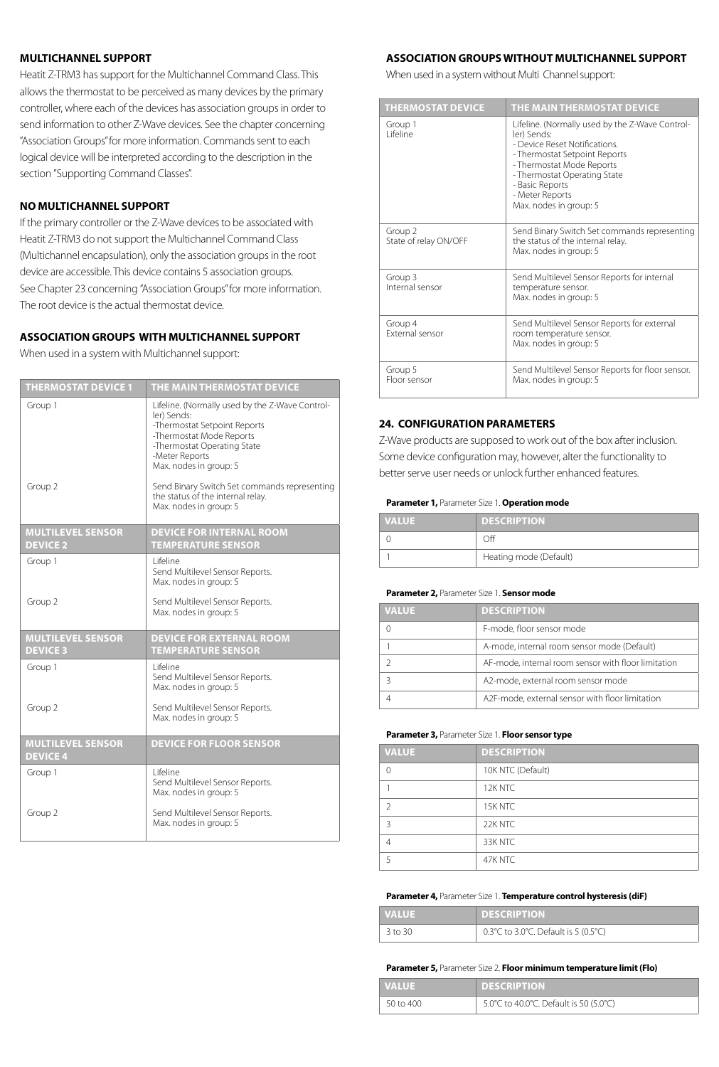## MULTICHANNEL SUPPORT

Heatit Z-TRM3 has support for the Multichannel Command Class. This allows the thermostat to be perceived as many devices by the primary controller, where each of the devices has association groups in order to send information to other Z-Wave devices. See the chapter concerning "Association Groups" for more information. Commands sent to each logical device will be interpreted according to the description in the section "Supporting Command Classes".

## NO MULTICHANNEL SUPPORT

If the primary controller or the Z-Wave devices to be associated with Heatit Z-TRM3 do not support the Multichannel Command Class (Multichannel encapsulation), only the association groups in the root device are accessible. This device contains 5 association groups. See Chapter 23 concerning "Association Groups" for more information. The root device is the actual thermostat device.

## ASSOCIATION GROUPS WITH MULTICHANNEL SUPPORT

When used in a system with Multichannel support:

| THERMOSTAT DEVICE 1 | THE MAIN THERMOSTAT DEVICE |
|---|---|
| Group 1 | Lifeline. (Normally used by the Z-Wave Controller) Sends:<br>-Thermostat Setpoint Reports<br>-Thermostat Mode Reports<br>-Thermostat Operating State<br>-Meter Reports<br>Max. nodes in group: 5 |
| Group 2 | Send Binary Switch Set commands representing the status of the internal relay.<br>Max. nodes in group: 5 |
| **MULTILEVEL SENSOR DEVICE 2** | **DEVICE FOR INTERNAL ROOM TEMPERATURE SENSOR** |
| Group 1 | Lifeline<br>Send Multilevel Sensor Reports.<br>Max. nodes in group: 5 |
| Group 2 | Send Multilevel Sensor Reports.<br>Max. nodes in group: 5 |
| **MULTILEVEL SENSOR DEVICE 3** | **DEVICE FOR EXTERNAL ROOM TEMPERATURE SENSOR** |
| Group 1 | Lifeline<br>Send Multilevel Sensor Reports.<br>Max. nodes in group: 5 |
| Group 2 | Send Multilevel Sensor Reports.<br>Max. nodes in group: 5 |
| **MULTILEVEL SENSOR DEVICE 4** | **DEVICE FOR FLOOR SENSOR** |
| Group 1 | Lifeline<br>Send Multilevel Sensor Reports.<br>Max. nodes in group: 5 |
| Group 2 | Send Multilevel Sensor Reports.<br>Max. nodes in group: 5 |

## ASSOCIATION GROUPS WITHOUT MULTICHANNEL SUPPORT

When used in a system without Multi Channel support:

| THERMOSTAT DEVICE | THE MAIN THERMOSTAT DEVICE |
|---|---|
| Group 1<br>Lifeline | Lifeline. (Normally used by the Z-Wave Controller) Sends:<br>- Device Reset Notifications.<br>- Thermostat Setpoint Reports<br>- Thermostat Mode Reports<br>- Thermostat Operating State<br>- Basic Reports<br>- Meter Reports<br>Max. nodes in group: 5 |
| Group 2<br>State of relay ON/OFF | Send Binary Switch Set commands representing the status of the internal relay.<br>Max. nodes in group: 5 |
| Group 3<br>Internal sensor | Send Multilevel Sensor Reports for internal temperature sensor.<br>Max. nodes in group: 5 |
| Group 4<br>External sensor | Send Multilevel Sensor Reports for external room temperature sensor.<br>Max. nodes in group: 5 |
| Group 5<br>Floor sensor | Send Multilevel Sensor Reports for floor sensor.<br>Max. nodes in group: 5 |

## 24. CONFIGURATION PARAMETERS

Z-Wave products are supposed to work out of the box after inclusion. Some device configuration may, however, alter the functionality to better serve user needs or unlock further enhanced features.

**Parameter 1,** Parameter Size 1. **Operation mode**

| VALUE | DESCRIPTION |
|---|---|
| 0 | Off |
| 1 | Heating mode (Default) |

**Parameter 2,** Parameter Size 1. **Sensor mode**

| VALUE | DESCRIPTION |
|---|---|
| 0 | F-mode, floor sensor mode |
| 1 | A-mode, internal room sensor mode (Default) |
| 2 | AF-mode, internal room sensor with floor limitation |
| 3 | A2-mode, external room sensor mode |
| 4 | A2F-mode, external sensor with floor limitation |

**Parameter 3,** Parameter Size 1. **Floor sensor type**

| VALUE | DESCRIPTION |
|---|---|
| 0 | 10K NTC (Default) |
| 1 | 12K NTC |
| 2 | 15K NTC |
| 3 | 22K NTC |
| 4 | 33K NTC |
| 5 | 47K NTC |

**Parameter 4,** Parameter Size 1. **Temperature control hysteresis (diF)**

| VALUE | DESCRIPTION |
|---|---|
| 3 to 30 | 0.3°C to 3.0°C. Default is 5 (0.5°C) |

**Parameter 5,** Parameter Size 2. **Floor minimum temperature limit (FLo)**

| VALUE | DESCRIPTION |
|---|---|
| 50 to 400 | 5.0°C to 40.0°C. Default is 50 (5.0°C) |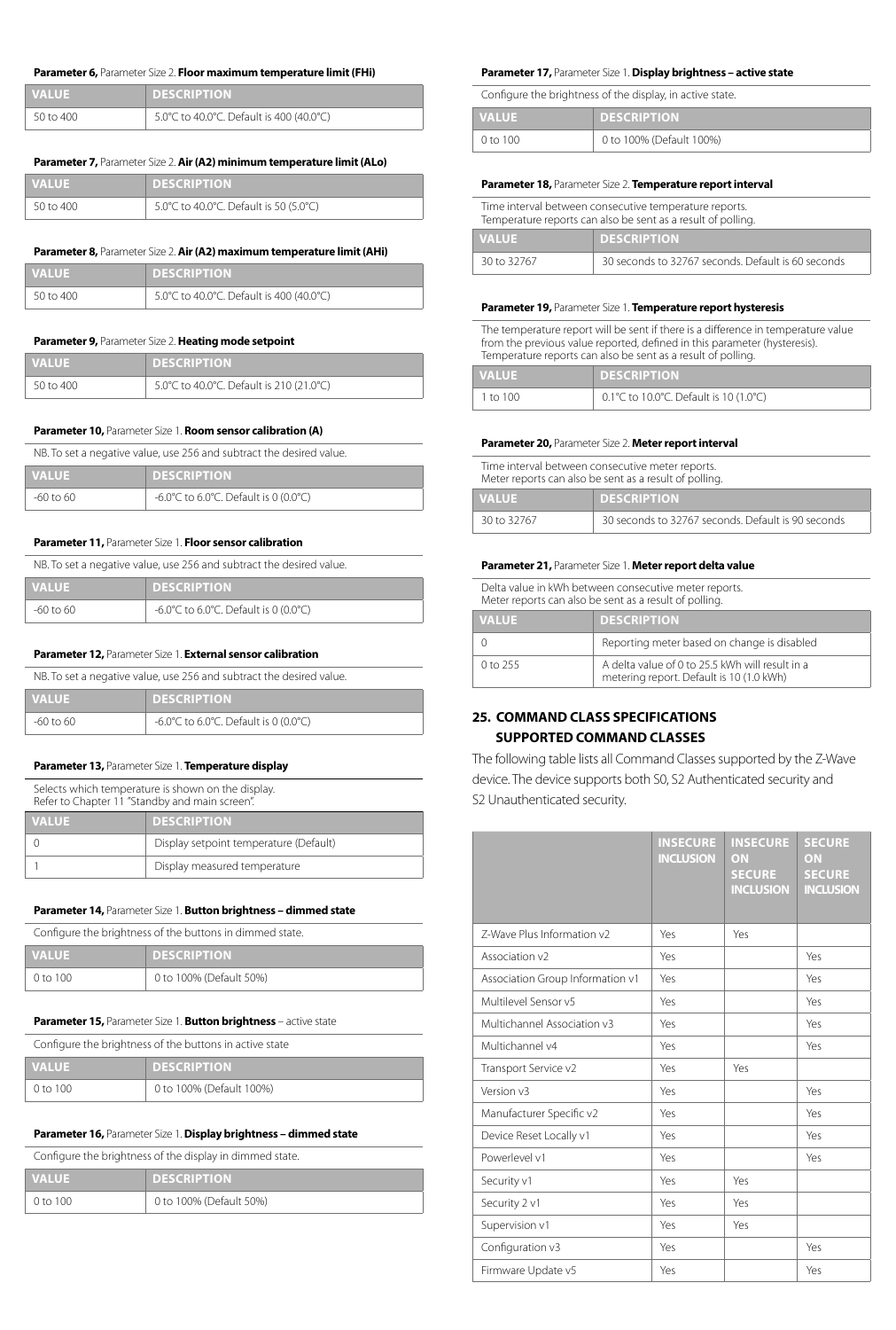**Parameter 6,** Parameter Size 2. **Floor maximum temperature limit (FHi)**

| VALUE | DESCRIPTION |
| --- | --- |
| 50 to 400 | 5.0°C to 40.0°C. Default is 400 (40.0°C) |

**Parameter 7,** Parameter Size 2. **Air (A2) minimum temperature limit (ALo)**

| VALUE | DESCRIPTION |
| --- | --- |
| 50 to 400 | 5.0°C to 40.0°C. Default is 50 (5.0°C) |

**Parameter 8,** Parameter Size 2. **Air (A2) maximum temperature limit (AHi)**

| VALUE | DESCRIPTION |
| --- | --- |
| 50 to 400 | 5.0°C to 40.0°C. Default is 400 (40.0°C) |

**Parameter 9,** Parameter Size 2. **Heating mode setpoint**

| VALUE | DESCRIPTION |
| --- | --- |
| 50 to 400 | 5.0°C to 40.0°C. Default is 210 (21.0°C) |

**Parameter 10,** Parameter Size 1. **Room sensor calibration (A)**

NB. To set a negative value, use 256 and subtract the desired value.

| VALUE | DESCRIPTION |
| --- | --- |
| -60 to 60 | -6.0°C to 6.0°C. Default is 0 (0.0°C) |

**Parameter 11,** Parameter Size 1. **Floor sensor calibration**

NB. To set a negative value, use 256 and subtract the desired value.

| VALUE | DESCRIPTION |
| --- | --- |
| -60 to 60 | -6.0°C to 6.0°C. Default is 0 (0.0°C) |

**Parameter 12,** Parameter Size 1. **External sensor calibration**

NB. To set a negative value, use 256 and subtract the desired value.

| VALUE | DESCRIPTION |
| --- | --- |
| -60 to 60 | -6.0°C to 6.0°C. Default is 0 (0.0°C) |

**Parameter 13,** Parameter Size 1. **Temperature display**

Selects which temperature is shown on the display.
Refer to Chapter 11 "Standby and main screen".

| VALUE | DESCRIPTION |
| --- | --- |
| 0 | Display setpoint temperature (Default) |
| 1 | Display measured temperature |

**Parameter 14,** Parameter Size 1. **Button brightness – dimmed state**

Configure the brightness of the buttons in dimmed state.

| VALUE | DESCRIPTION |
| --- | --- |
| 0 to 100 | 0 to 100% (Default 50%) |

**Parameter 15,** Parameter Size 1. **Button brightness** – active state

Configure the brightness of the buttons in active state

| VALUE | DESCRIPTION |
| --- | --- |
| 0 to 100 | 0 to 100% (Default 100%) |

**Parameter 16,** Parameter Size 1. **Display brightness – dimmed state**

Configure the brightness of the display in dimmed state.

| VALUE | DESCRIPTION |
| --- | --- |
| 0 to 100 | 0 to 100% (Default 50%) |

**Parameter 17,** Parameter Size 1. **Display brightness – active state**

Configure the brightness of the display, in active state.

| VALUE | DESCRIPTION |
| --- | --- |
| 0 to 100 | 0 to 100% (Default 100%) |

**Parameter 18,** Parameter Size 2. **Temperature report interval**

Time interval between consecutive temperature reports.
Temperature reports can also be sent as a result of polling.

| VALUE | DESCRIPTION |
| --- | --- |
| 30 to 32767 | 30 seconds to 32767 seconds. Default is 60 seconds |

**Parameter 19,** Parameter Size 1. **Temperature report hysteresis**

The temperature report will be sent if there is a difference in temperature value from the previous value reported, defined in this parameter (hysteresis).
Temperature reports can also be sent as a result of polling.

| VALUE | DESCRIPTION |
| --- | --- |
| 1 to 100 | 0.1°C to 10.0°C. Default is 10 (1.0°C) |

**Parameter 20,** Parameter Size 2. **Meter report interval**

Time interval between consecutive meter reports.
Meter reports can also be sent as a result of polling.

| VALUE | DESCRIPTION |
| --- | --- |
| 30 to 32767 | 30 seconds to 32767 seconds. Default is 90 seconds |

**Parameter 21,** Parameter Size 1. **Meter report delta value**

Delta value in kWh between consecutive meter reports.
Meter reports can also be sent as a result of polling.

| VALUE | DESCRIPTION |
| --- | --- |
| 0 | Reporting meter based on change is disabled |
| 0 to 255 | A delta value of 0 to 25.5 kWh will result in a metering report. Default is 10 (1.0 kWh) |

## 25. COMMAND CLASS SPECIFICATIONS SUPPORTED COMMAND CLASSES

The following table lists all Command Classes supported by the Z-Wave device. The device supports both S0, S2 Authenticated security and S2 Unauthenticated security.

| | INSECURE INCLUSION | INSECURE ON SECURE INCLUSION | SECURE ON SECURE INCLUSION |
| --- | --- | --- | --- |
| Z-Wave Plus Information v2 | Yes | Yes | |
| Association v2 | Yes | | Yes |
| Association Group Information v1 | Yes | | Yes |
| Multilevel Sensor v5 | Yes | | Yes |
| Multichannel Association v3 | Yes | | Yes |
| Multichannel v4 | Yes | | Yes |
| Transport Service v2 | Yes | Yes | |
| Version v3 | Yes | | Yes |
| Manufacturer Specific v2 | Yes | | Yes |
| Device Reset Locally v1 | Yes | | Yes |
| Powerlevel v1 | Yes | | Yes |
| Security v1 | Yes | Yes | |
| Security 2 v1 | Yes | Yes | |
| Supervision v1 | Yes | Yes | |
| Configuration v3 | Yes | | Yes |
| Firmware Update v5 | Yes | | Yes |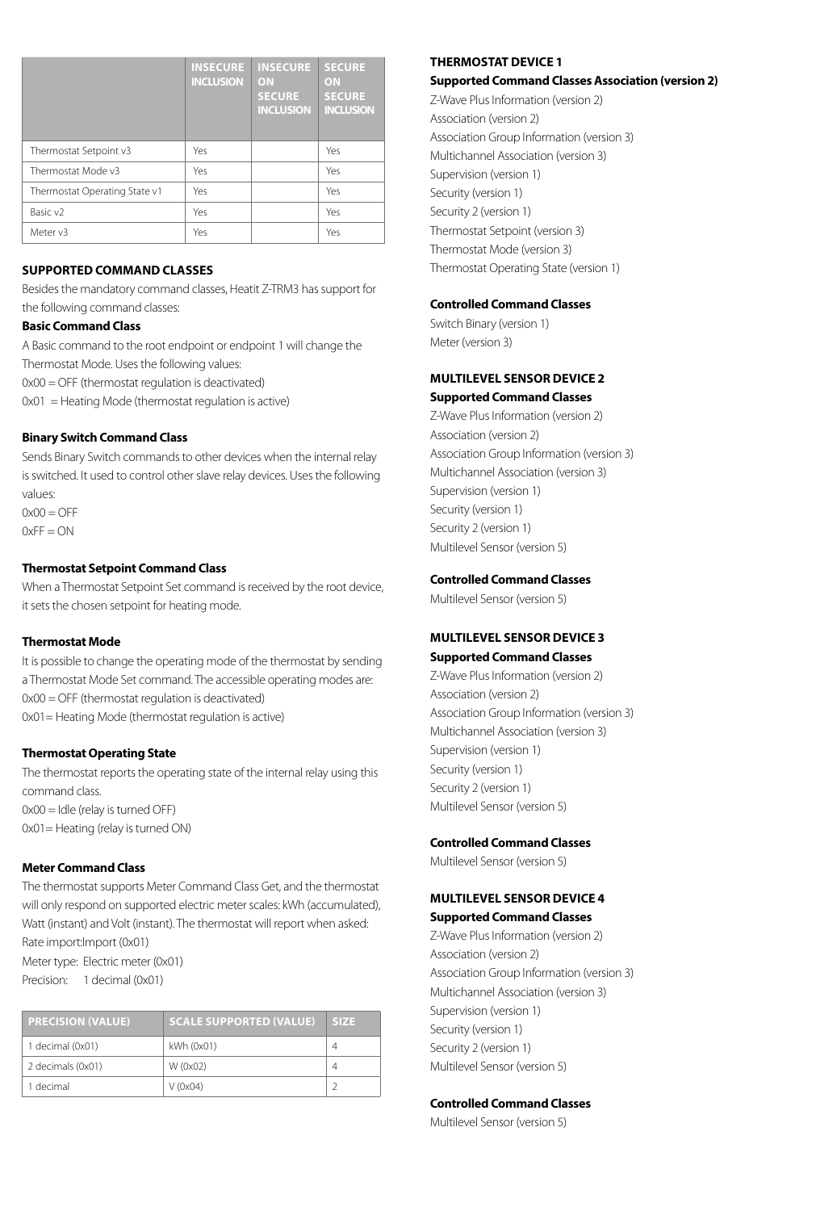| | INSECURE INCLUSION | INSECURE ON SECURE INCLUSION | SECURE ON SECURE INCLUSION |
|---|---|---|---|
| Thermostat Setpoint v3 | Yes | | Yes |
| Thermostat Mode v3 | Yes | | Yes |
| Thermostat Operating State v1 | Yes | | Yes |
| Basic v2 | Yes | | Yes |
| Meter v3 | Yes | | Yes |

## SUPPORTED COMMAND CLASSES

Besides the mandatory command classes, Heatit Z-TRM3 has support for the following command classes:

**Basic Command Class**

A Basic command to the root endpoint or endpoint 1 will change the Thermostat Mode. Uses the following values:
0x00 = OFF (thermostat regulation is deactivated)
0x01 = Heating Mode (thermostat regulation is active)

**Binary Switch Command Class**

Sends Binary Switch commands to other devices when the internal relay is switched. It used to control other slave relay devices. Uses the following values:
0x00 = OFF
0xFF = ON

**Thermostat Setpoint Command Class**

When a Thermostat Setpoint Set command is received by the root device, it sets the chosen setpoint for heating mode.

**Thermostat Mode**

It is possible to change the operating mode of the thermostat by sending a Thermostat Mode Set command. The accessible operating modes are:
0x00 = OFF (thermostat regulation is deactivated)
0x01= Heating Mode (thermostat regulation is active)

**Thermostat Operating State**

The thermostat reports the operating state of the internal relay using this command class.
0x00 = Idle (relay is turned OFF)
0x01= Heating (relay is turned ON)

**Meter Command Class**

The thermostat supports Meter Command Class Get, and the thermostat will only respond on supported electric meter scales: kWh (accumulated), Watt (instant) and Volt (instant). The thermostat will report when asked:
Rate import:Import (0x01)
Meter type: Electric meter (0x01)
Precision: 1 decimal (0x01)

| PRECISION (VALUE) | SCALE SUPPORTED (VALUE) | SIZE |
|---|---|---|
| 1 decimal (0x01) | kWh (0x01) | 4 |
| 2 decimals (0x01) | W (0x02) | 4 |
| 1 decimal | V (0x04) | 2 |

### THERMOSTAT DEVICE 1

**Supported Command Classes Association (version 2)**

Z-Wave Plus Information (version 2)
Association (version 2)
Association Group Information (version 3)
Multichannel Association (version 3)
Supervision (version 1)
Security (version 1)
Security 2 (version 1)
Thermostat Setpoint (version 3)
Thermostat Mode (version 3)
Thermostat Operating State (version 1)

**Controlled Command Classes**

Switch Binary (version 1)
Meter (version 3)

### MULTILEVEL SENSOR DEVICE 2

**Supported Command Classes**

Z-Wave Plus Information (version 2)
Association (version 2)
Association Group Information (version 3)
Multichannel Association (version 3)
Supervision (version 1)
Security (version 1)
Security 2 (version 1)
Multilevel Sensor (version 5)

**Controlled Command Classes**

Multilevel Sensor (version 5)

### MULTILEVEL SENSOR DEVICE 3

**Supported Command Classes**

Z-Wave Plus Information (version 2)
Association (version 2)
Association Group Information (version 3)
Multichannel Association (version 3)
Supervision (version 1)
Security (version 1)
Security 2 (version 1)
Multilevel Sensor (version 5)

**Controlled Command Classes**

Multilevel Sensor (version 5)

### MULTILEVEL SENSOR DEVICE 4

**Supported Command Classes**

Z-Wave Plus Information (version 2)
Association (version 2)
Association Group Information (version 3)
Multichannel Association (version 3)
Supervision (version 1)
Security (version 1)
Security 2 (version 1)
Multilevel Sensor (version 5)

**Controlled Command Classes**

Multilevel Sensor (version 5)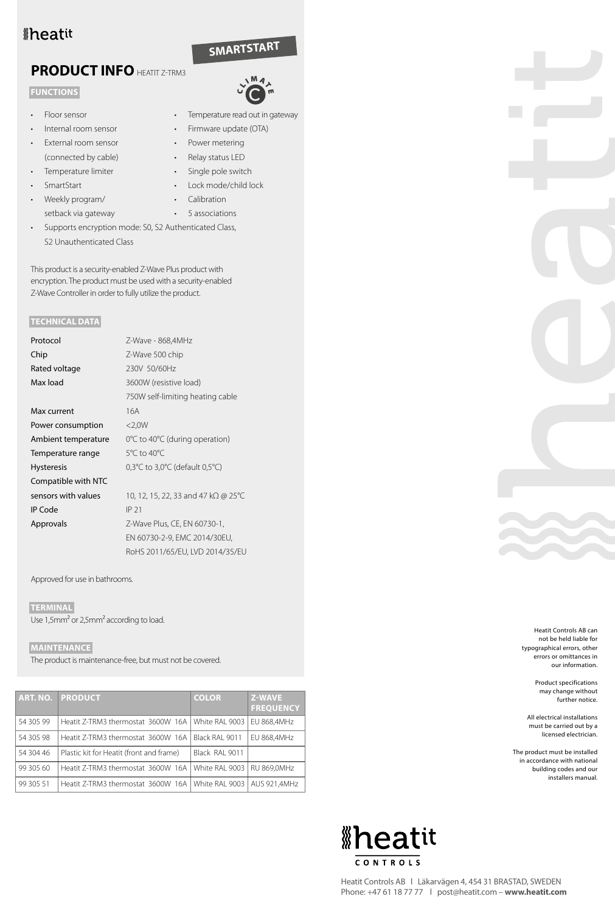heatit

SMARTSTART

# PRODUCT INFO HEATIT Z-TRM3

## FUNCTIONS

- Floor sensor
- Internal room sensor
- External room sensor (connected by cable)
- Temperature limiter
- SmartStart
- Weekly program/ setback via gateway
- Temperature read out in gateway
- Firmware update (OTA)
- Power metering
- Relay status LED
- Single pole switch
- Lock mode/child lock
- Calibration
- 5 associations
- Supports encryption mode: S0, S2 Authenticated Class, S2 Unauthenticated Class

This product is a security-enabled Z-Wave Plus product with encryption. The product must be used with a security-enabled Z-Wave Controller in order to fully utilize the product.

## TECHNICAL DATA

| | |
|---|---|
| Protocol | Z-Wave - 868,4MHz |
| Chip | Z-Wave 500 chip |
| Rated voltage | 230V 50/60Hz |
| Max load | 3600W (resistive load)<br>750W self-limiting heating cable |
| Max current | 16A |
| Power consumption | <2,0W |
| Ambient temperature | 0°C to 40°C (during operation) |
| Temperature range | 5°C to 40°C |
| Hysteresis | 0,3°C to 3,0°C (default 0,5°C) |
| Compatible with NTC sensors with values | 10, 12, 15, 22, 33 and 47 kΩ @ 25°C |
| IP Code | IP 21 |
| Approvals | Z-Wave Plus, CE, EN 60730-1, EN 60730-2-9, EMC 2014/30EU, RoHS 2011/65/EU, LVD 2014/35/EU |

Approved for use in bathrooms.

## TERMINAL

Use 1,5mm² or 2,5mm² according to load.

## MAINTENANCE

The product is maintenance-free, but must not be covered.

| ART. NO. | PRODUCT | COLOR | Z-WAVE FREQUENCY |
|---|---|---|---|
| 54 305 99 | Heatit Z-TRM3 thermostat 3600W 16A | White RAL 9003 | EU 868,4MHz |
| 54 305 98 | Heatit Z-TRM3 thermostat 3600W 16A | Black RAL 9011 | EU 868,4MHz |
| 54 304 46 | Plastic kit for Heatit (front and frame) | Black RAL 9011 | |
| 99 305 60 | Heatit Z-TRM3 thermostat 3600W 16A | White RAL 9003 | RU 869,0MHz |
| 99 305 51 | Heatit Z-TRM3 thermostat 3600W 16A | White RAL 9003 | AUS 921,4MHz |

Heatit Controls AB can not be held liable for typographical errors, other errors or omittances in our information.

Product specifications may change without further notice.

All electrical installations must be carried out by a licensed electrician.

The product must be installed in accordance with national building codes and our installers manual.

heatit CONTROLS

Heatit Controls AB | Läkarvägen 4, 454 31 BRASTAD, SWEDEN
Phone: +47 61 18 77 77 | post@heatit.com – **www.heatit.com**